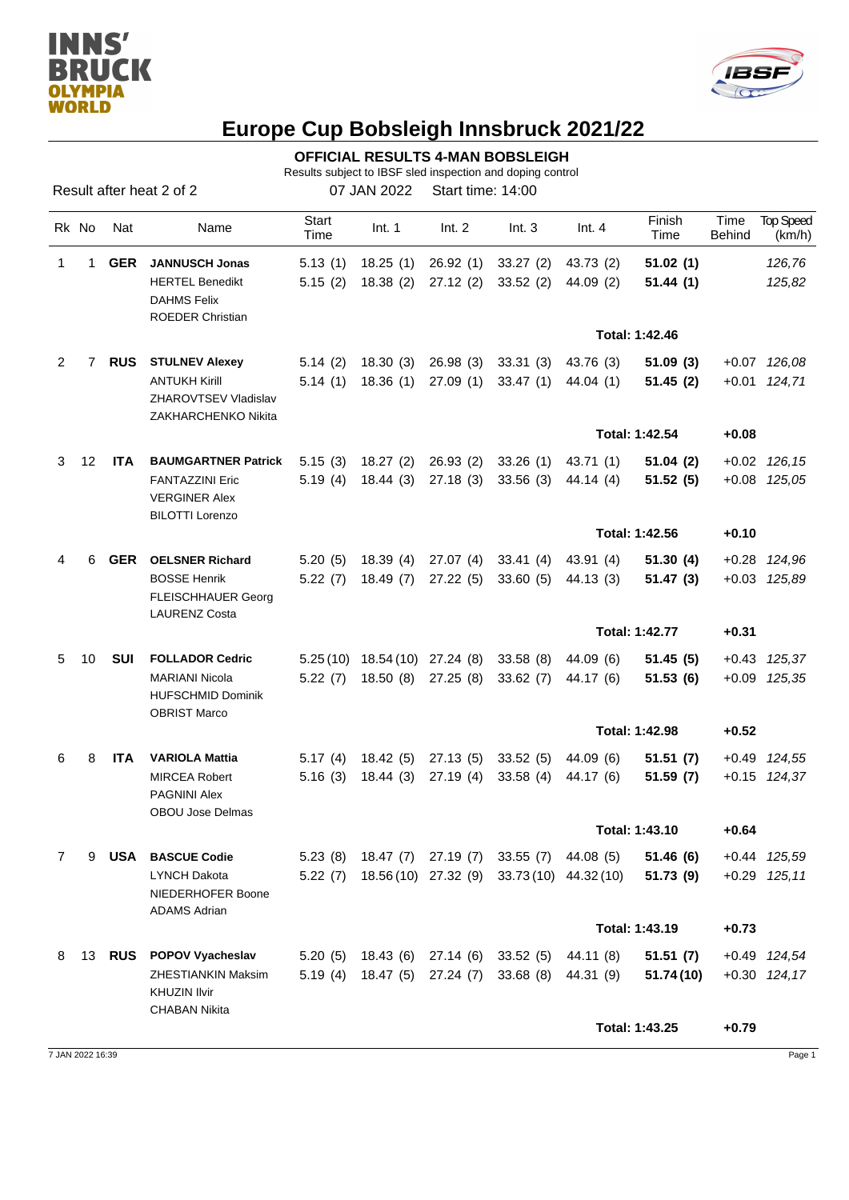# Europe Cup Bobsleigh Innsbruck 2021/22

## OFFICIAL RESULTS 4-MAN BOBSLEIGH

Results subject to IBSF sled inspection and doping control

Result after heat 2 of 2 | 07 JAN 2022 | Start time: 14:00

| Rk | No | Nat | Name | Start Time | Int. 1 | Int. 2 | Int. 3 | Int. 4 | Finish Time | Time Behind | Top Speed (km/h) |
|---|---|---|---|---|---|---|---|---|---|---|---|
| 1 | 1 | **GER** | **JANNUSCH Jonas** | 5.13 (1) | 18.25 (1) | 26.92 (1) | 33.27 (2) | 43.73 (2) | **51.02 (1)** | | *126,76* |
| | | | HERTEL Benedikt | 5.15 (2) | 18.38 (2) | 27.12 (2) | 33.52 (2) | 44.09 (2) | **51.44 (1)** | | *125,82* |
| | | | DAHMS Felix | | | | | | | | |
| | | | ROEDER Christian | | | | | | | | |
| | | | | | | | | | **Total: 1:42.46** | | |
| 2 | 7 | **RUS** | **STULNEV Alexey** | 5.14 (2) | 18.30 (3) | 26.98 (3) | 33.31 (3) | 43.76 (3) | **51.09 (3)** | +0.07 | *126,08* |
| | | | ANTUKH Kirill | 5.14 (1) | 18.36 (1) | 27.09 (1) | 33.47 (1) | 44.04 (1) | **51.45 (2)** | +0.01 | *124,71* |
| | | | ZHAROVTSEV Vladislav | | | | | | | | |
| | | | ZAKHARCHENKO Nikita | | | | | | | | |
| | | | | | | | | | **Total: 1:42.54** | **+0.08** | |
| 3 | 12 | **ITA** | **BAUMGARTNER Patrick** | 5.15 (3) | 18.27 (2) | 26.93 (2) | 33.26 (1) | 43.71 (1) | **51.04 (2)** | +0.02 | *126,15* |
| | | | FANTAZZINI Eric | 5.19 (4) | 18.44 (3) | 27.18 (3) | 33.56 (3) | 44.14 (4) | **51.52 (5)** | +0.08 | *125,05* |
| | | | VERGINER Alex | | | | | | | | |
| | | | BILOTTI Lorenzo | | | | | | | | |
| | | | | | | | | | **Total: 1:42.56** | **+0.10** | |
| 4 | 6 | **GER** | **OELSNER Richard** | 5.20 (5) | 18.39 (4) | 27.07 (4) | 33.41 (4) | 43.91 (4) | **51.30 (4)** | +0.28 | *124,96* |
| | | | BOSSE Henrik | 5.22 (7) | 18.49 (7) | 27.22 (5) | 33.60 (5) | 44.13 (3) | **51.47 (3)** | +0.03 | *125,89* |
| | | | FLEISCHHAUER Georg | | | | | | | | |
| | | | LAURENZ Costa | | | | | | | | |
| | | | | | | | | | **Total: 1:42.77** | **+0.31** | |
| 5 | 10 | **SUI** | **FOLLADOR Cedric** | 5.25 (10) | 18.54 (10) | 27.24 (8) | 33.58 (8) | 44.09 (6) | **51.45 (5)** | +0.43 | *125,37* |
| | | | MARIANI Nicola | 5.22 (7) | 18.50 (8) | 27.25 (8) | 33.62 (7) | 44.17 (6) | **51.53 (6)** | +0.09 | *125,35* |
| | | | HUFSCHMID Dominik | | | | | | | | |
| | | | OBRIST Marco | | | | | | | | |
| | | | | | | | | | **Total: 1:42.98** | **+0.52** | |
| 6 | 8 | **ITA** | **VARIOLA Mattia** | 5.17 (4) | 18.42 (5) | 27.13 (5) | 33.52 (5) | 44.09 (6) | **51.51 (7)** | +0.49 | *124,55* |
| | | | MIRCEA Robert | 5.16 (3) | 18.44 (3) | 27.19 (4) | 33.58 (4) | 44.17 (6) | **51.59 (7)** | +0.15 | *124,37* |
| | | | PAGNINI Alex | | | | | | | | |
| | | | OBOU Jose Delmas | | | | | | | | |
| | | | | | | | | | **Total: 1:43.10** | **+0.64** | |
| 7 | 9 | **USA** | **BASCUE Codie** | 5.23 (8) | 18.47 (7) | 27.19 (7) | 33.55 (7) | 44.08 (5) | **51.46 (6)** | +0.44 | *125,59* |
| | | | LYNCH Dakota | 5.22 (7) | 18.56 (10) | 27.32 (9) | 33.73 (10) | 44.32 (10) | **51.73 (9)** | +0.29 | *125,11* |
| | | | NIEDERHOFER Boone | | | | | | | | |
| | | | ADAMS Adrian | | | | | | | | |
| | | | | | | | | | **Total: 1:43.19** | **+0.73** | |
| 8 | 13 | **RUS** | **POPOV Vyacheslav** | 5.20 (5) | 18.43 (6) | 27.14 (6) | 33.52 (5) | 44.11 (8) | **51.51 (7)** | +0.49 | *124,54* |
| | | | ZHESTIANKIN Maksim | 5.19 (4) | 18.47 (5) | 27.24 (7) | 33.68 (8) | 44.31 (9) | **51.74 (10)** | +0.30 | *124,17* |
| | | | KHUZIN Ilvir | | | | | | | | |
| | | | CHABAN Nikita | | | | | | | | |
| | | | | | | | | | **Total: 1:43.25** | **+0.79** | |

7 JAN 2022 16:39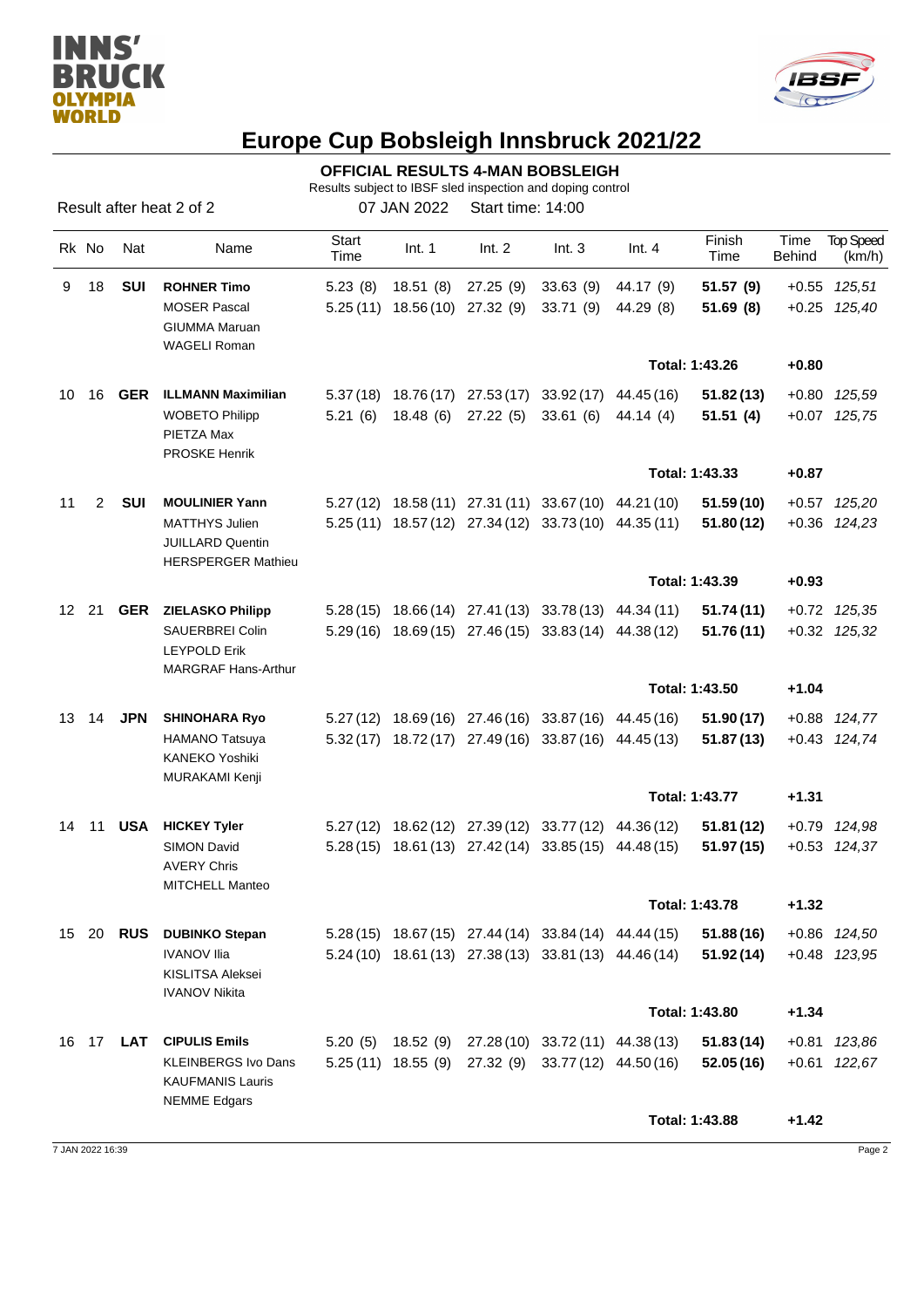# Europe Cup Bobsleigh Innsbruck 2021/22

## OFFICIAL RESULTS 4-MAN BOBSLEIGH

Results subject to IBSF sled inspection and doping control

Result after heat 2 of 2 — 07 JAN 2022 — Start time: 14:00

| Rk | No | Nat | Name | Start Time | Int. 1 | Int. 2 | Int. 3 | Int. 4 | Finish Time | Time Behind | Top Speed (km/h) |
|---|---|---|---|---|---|---|---|---|---|---|---|
| 9 | 18 | **SUI** | **ROHNER Timo** | 5.23 (8) | 18.51 (8) | 27.25 (9) | 33.63 (9) | 44.17 (9) | **51.57 (9)** | +0.55 | *125,51* |
| | | | MOSER Pascal | 5.25 (11) | 18.56 (10) | 27.32 (9) | 33.71 (9) | 44.29 (8) | **51.69 (8)** | +0.25 | *125,40* |
| | | | GIUMMA Maruan | | | | | | | | |
| | | | WAGELI Roman | | | | | | | | |
| | | | | | | | | | **Total: 1:43.26** | **+0.80** | |
| 10 | 16 | **GER** | **ILLMANN Maximilian** | 5.37 (18) | 18.76 (17) | 27.53 (17) | 33.92 (17) | 44.45 (16) | **51.82 (13)** | +0.80 | *125,59* |
| | | | WOBETO Philipp | 5.21 (6) | 18.48 (6) | 27.22 (5) | 33.61 (6) | 44.14 (4) | **51.51 (4)** | +0.07 | *125,75* |
| | | | PIETZA Max | | | | | | | | |
| | | | PROSKE Henrik | | | | | | | | |
| | | | | | | | | | **Total: 1:43.33** | **+0.87** | |
| 11 | 2 | **SUI** | **MOULINIER Yann** | 5.27 (12) | 18.58 (11) | 27.31 (11) | 33.67 (10) | 44.21 (10) | **51.59 (10)** | +0.57 | *125,20* |
| | | | MATTHYS Julien | 5.25 (11) | 18.57 (12) | 27.34 (12) | 33.73 (10) | 44.35 (11) | **51.80 (12)** | +0.36 | *124,23* |
| | | | JUILLARD Quentin | | | | | | | | |
| | | | HERSPERGER Mathieu | | | | | | | | |
| | | | | | | | | | **Total: 1:43.39** | **+0.93** | |
| 12 | 21 | **GER** | **ZIELASKO Philipp** | 5.28 (15) | 18.66 (14) | 27.41 (13) | 33.78 (13) | 44.34 (11) | **51.74 (11)** | +0.72 | *125,35* |
| | | | SAUERBREI Colin | 5.29 (16) | 18.69 (15) | 27.46 (15) | 33.83 (14) | 44.38 (12) | **51.76 (11)** | +0.32 | *125,32* |
| | | | LEYPOLD Erik | | | | | | | | |
| | | | MARGRAF Hans-Arthur | | | | | | | | |
| | | | | | | | | | **Total: 1:43.50** | **+1.04** | |
| 13 | 14 | **JPN** | **SHINOHARA Ryo** | 5.27 (12) | 18.69 (16) | 27.46 (16) | 33.87 (16) | 44.45 (16) | **51.90 (17)** | +0.88 | *124,77* |
| | | | HAMANO Tatsuya | 5.32 (17) | 18.72 (17) | 27.49 (16) | 33.87 (16) | 44.45 (13) | **51.87 (13)** | +0.43 | *124,74* |
| | | | KANEKO Yoshiki | | | | | | | | |
| | | | MURAKAMI Kenji | | | | | | | | |
| | | | | | | | | | **Total: 1:43.77** | **+1.31** | |
| 14 | 11 | **USA** | **HICKEY Tyler** | 5.27 (12) | 18.62 (12) | 27.39 (12) | 33.77 (12) | 44.36 (12) | **51.81 (12)** | +0.79 | *124,98* |
| | | | SIMON David | 5.28 (15) | 18.61 (13) | 27.42 (14) | 33.85 (15) | 44.48 (15) | **51.97 (15)** | +0.53 | *124,37* |
| | | | AVERY Chris | | | | | | | | |
| | | | MITCHELL Manteo | | | | | | | | |
| | | | | | | | | | **Total: 1:43.78** | **+1.32** | |
| 15 | 20 | **RUS** | **DUBINKO Stepan** | 5.28 (15) | 18.67 (15) | 27.44 (14) | 33.84 (14) | 44.44 (15) | **51.88 (16)** | +0.86 | *124,50* |
| | | | IVANOV Ilia | 5.24 (10) | 18.61 (13) | 27.38 (13) | 33.81 (13) | 44.46 (14) | **51.92 (14)** | +0.48 | *123,95* |
| | | | KISLITSA Aleksei | | | | | | | | |
| | | | IVANOV Nikita | | | | | | | | |
| | | | | | | | | | **Total: 1:43.80** | **+1.34** | |
| 16 | 17 | **LAT** | **CIPULIS Emils** | 5.20 (5) | 18.52 (9) | 27.28 (10) | 33.72 (11) | 44.38 (13) | **51.83 (14)** | +0.81 | *123,86* |
| | | | KLEINBERGS Ivo Dans | 5.25 (11) | 18.55 (9) | 27.32 (9) | 33.77 (12) | 44.50 (16) | **52.05 (16)** | +0.61 | *122,67* |
| | | | KAUFMANIS Lauris | | | | | | | | |
| | | | NEMME Edgars | | | | | | | | |
| | | | | | | | | | **Total: 1:43.88** | **+1.42** | |

7 JAN 2022 16:39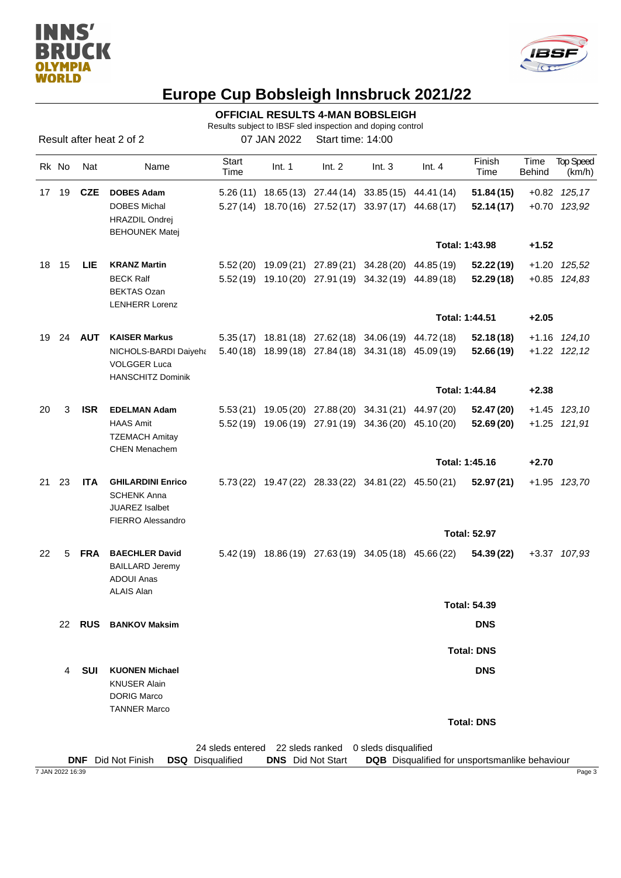# Europe Cup Bobsleigh Innsbruck 2021/22

## OFFICIAL RESULTS 4-MAN BOBSLEIGH

Results subject to IBSF sled inspection and doping control

Result after heat 2 of 2 — 07 JAN 2022 — Start time: 14:00

| Rk | No | Nat | Name | Start Time | Int. 1 | Int. 2 | Int. 3 | Int. 4 | Finish Time | Time Behind | Top Speed (km/h) |
|---|---|---|---|---|---|---|---|---|---|---|---|
| 17 | 19 | **CZE** | **DOBES Adam** | 5.26 (11) | 18.65 (13) | 27.44 (14) | 33.85 (15) | 44.41 (14) | **51.84 (15)** | +0.82 | *125,17* |
| | | | DOBES Michal | 5.27 (14) | 18.70 (16) | 27.52 (17) | 33.97 (17) | 44.68 (17) | **52.14 (17)** | +0.70 | *123,92* |
| | | | HRAZDIL Ondrej | | | | | | | | |
| | | | BEHOUNEK Matej | | | | | | | | |
| | | | | | | | | | **Total: 1:43.98** | **+1.52** | |
| 18 | 15 | **LIE** | **KRANZ Martin** | 5.52 (20) | 19.09 (21) | 27.89 (21) | 34.28 (20) | 44.85 (19) | **52.22 (19)** | +1.20 | *125,52* |
| | | | BECK Ralf | 5.52 (19) | 19.10 (20) | 27.91 (19) | 34.32 (19) | 44.89 (18) | **52.29 (18)** | +0.85 | *124,83* |
| | | | BEKTAS Ozan | | | | | | | | |
| | | | LENHERR Lorenz | | | | | | | | |
| | | | | | | | | | **Total: 1:44.51** | **+2.05** | |
| 19 | 24 | **AUT** | **KAISER Markus** | 5.35 (17) | 18.81 (18) | 27.62 (18) | 34.06 (19) | 44.72 (18) | **52.18 (18)** | +1.16 | *124,10* |
| | | | NICHOLS-BARDI Daiyeha | 5.40 (18) | 18.99 (18) | 27.84 (18) | 34.31 (18) | 45.09 (19) | **52.66 (19)** | +1.22 | *122,12* |
| | | | VOLGGER Luca | | | | | | | | |
| | | | HANSCHITZ Dominik | | | | | | | | |
| | | | | | | | | | **Total: 1:44.84** | **+2.38** | |
| 20 | 3 | **ISR** | **EDELMAN Adam** | 5.53 (21) | 19.05 (20) | 27.88 (20) | 34.31 (21) | 44.97 (20) | **52.47 (20)** | +1.45 | *123,10* |
| | | | HAAS Amit | 5.52 (19) | 19.06 (19) | 27.91 (19) | 34.36 (20) | 45.10 (20) | **52.69 (20)** | +1.25 | *121,91* |
| | | | TZEMACH Amitay | | | | | | | | |
| | | | CHEN Menachem | | | | | | | | |
| | | | | | | | | | **Total: 1:45.16** | **+2.70** | |
| 21 | 23 | **ITA** | **GHILARDINI Enrico** | 5.73 (22) | 19.47 (22) | 28.33 (22) | 34.81 (22) | 45.50 (21) | **52.97 (21)** | +1.95 | *123,70* |
| | | | SCHENK Anna | | | | | | | | |
| | | | JUAREZ Isalbet | | | | | | | | |
| | | | FIERRO Alessandro | | | | | | | | |
| | | | | | | | | | **Total: 52.97** | | |
| 22 | 5 | **FRA** | **BAECHLER David** | 5.42 (19) | 18.86 (19) | 27.63 (19) | 34.05 (18) | 45.66 (22) | **54.39 (22)** | +3.37 | *107,93* |
| | | | BAILLARD Jeremy | | | | | | | | |
| | | | ADOUI Anas | | | | | | | | |
| | | | ALAIS Alan | | | | | | | | |
| | | | | | | | | | **Total: 54.39** | | |
| | 22 | **RUS** | **BANKOV Maksim** | | | | | | **DNS** | | |
| | | | | | | | | | **Total: DNS** | | |
| | 4 | **SUI** | **KUONEN Michael** | | | | | | **DNS** | | |
| | | | KNUSER Alain | | | | | | | | |
| | | | DORIG Marco | | | | | | | | |
| | | | TANNER Marco | | | | | | | | |
| | | | | | | | | | **Total: DNS** | | |

24 sleds entered — 22 sleds ranked — 0 sleds disqualified

**DNF** Did Not Finish — **DSQ** Disqualified — **DNS** Did Not Start — **DQB** Disqualified for unsportsmanlike behaviour

7 JAN 2022 16:39